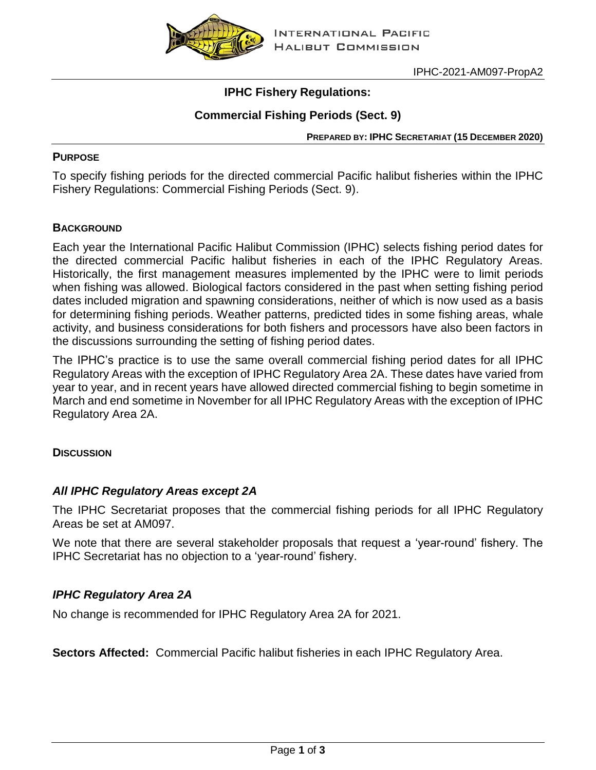IPHC-2021-AM097-PropA2

# IPHC Fishery Regulations:

## Commercial Fishing Periods (Sect. 9)

**PREPARED BY: IPHC SECRETARIAT (15 DECEMBER 2020)**

### PURPOSE

To specify fishing periods for the directed commercial Pacific halibut fisheries within the IPHC Fishery Regulations: Commercial Fishing Periods (Sect. 9).

### BACKGROUND

Each year the International Pacific Halibut Commission (IPHC) selects fishing period dates for the directed commercial Pacific halibut fisheries in each of the IPHC Regulatory Areas. Historically, the first management measures implemented by the IPHC were to limit periods when fishing was allowed. Biological factors considered in the past when setting fishing period dates included migration and spawning considerations, neither of which is now used as a basis for determining fishing periods. Weather patterns, predicted tides in some fishing areas, whale activity, and business considerations for both fishers and processors have also been factors in the discussions surrounding the setting of fishing period dates.

The IPHC's practice is to use the same overall commercial fishing period dates for all IPHC Regulatory Areas with the exception of IPHC Regulatory Area 2A. These dates have varied from year to year, and in recent years have allowed directed commercial fishing to begin sometime in March and end sometime in November for all IPHC Regulatory Areas with the exception of IPHC Regulatory Area 2A.

### DISCUSSION

#### *All IPHC Regulatory Areas except 2A*

The IPHC Secretariat proposes that the commercial fishing periods for all IPHC Regulatory Areas be set at AM097.

We note that there are several stakeholder proposals that request a 'year-round' fishery. The IPHC Secretariat has no objection to a 'year-round' fishery.

#### *IPHC Regulatory Area 2A*

No change is recommended for IPHC Regulatory Area 2A for 2021.

**Sectors Affected:** Commercial Pacific halibut fisheries in each IPHC Regulatory Area.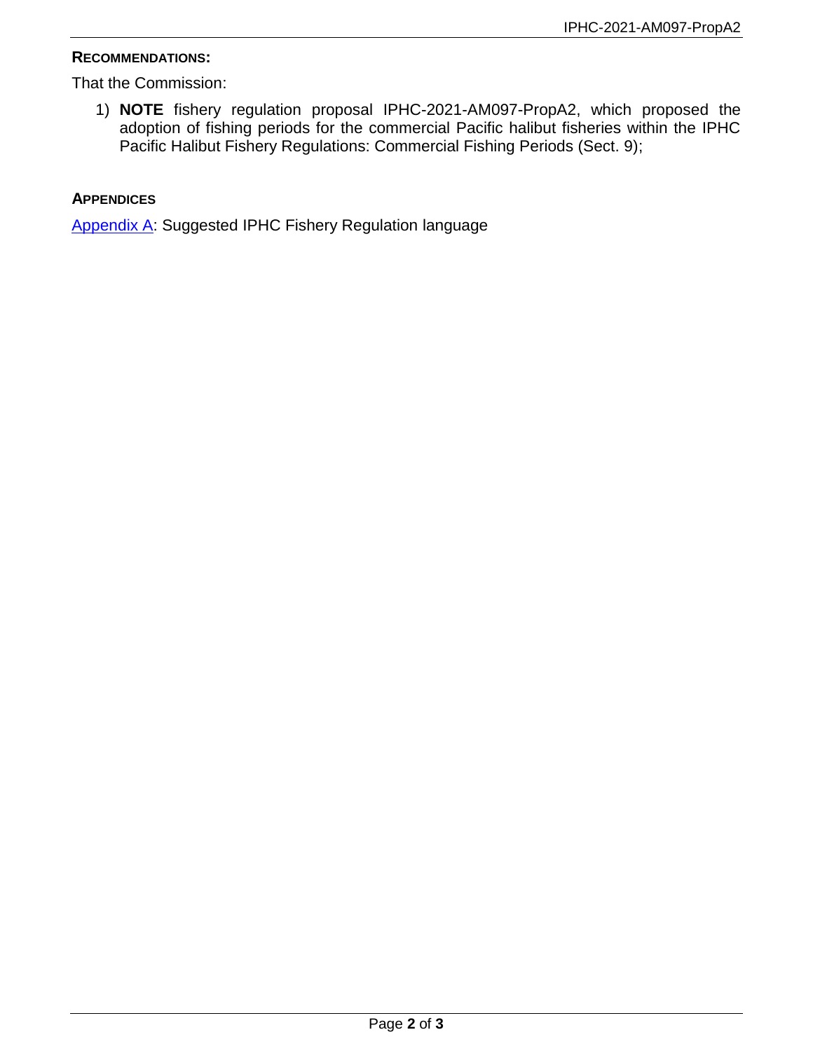**RECOMMENDATIONS:**

That the Commission:

1) **NOTE** fishery regulation proposal IPHC-2021-AM097-PropA2, which proposed the adoption of fishing periods for the commercial Pacific halibut fisheries within the IPHC Pacific Halibut Fishery Regulations: Commercial Fishing Periods (Sect. 9);

**APPENDICES**

Appendix A: Suggested IPHC Fishery Regulation language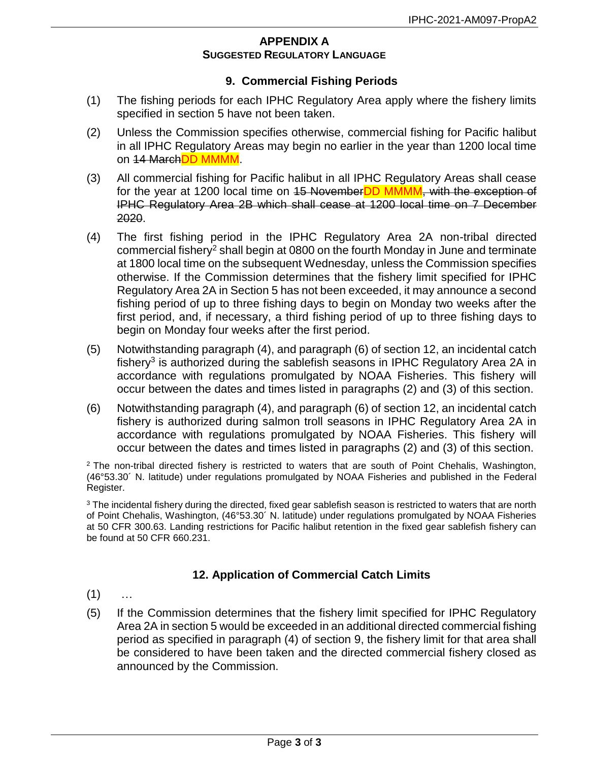# APPENDIX A
## SUGGESTED REGULATORY LANGUAGE

### 9. Commercial Fishing Periods

(1) The fishing periods for each IPHC Regulatory Area apply where the fishery limits specified in section 5 have not been taken.

(2) Unless the Commission specifies otherwise, commercial fishing for Pacific halibut in all IPHC Regulatory Areas may begin no earlier in the year than 1200 local time on ~~14 March~~DD MMMM.

(3) All commercial fishing for Pacific halibut in all IPHC Regulatory Areas shall cease for the year at 1200 local time on ~~15 November~~DD MMMM~~, with the exception of IPHC Regulatory Area 2B which shall cease at 1200 local time on 7 December 2020~~.

(4) The first fishing period in the IPHC Regulatory Area 2A non-tribal directed commercial fishery[2] shall begin at 0800 on the fourth Monday in June and terminate at 1800 local time on the subsequent Wednesday, unless the Commission specifies otherwise. If the Commission determines that the fishery limit specified for IPHC Regulatory Area 2A in Section 5 has not been exceeded, it may announce a second fishing period of up to three fishing days to begin on Monday two weeks after the first period, and, if necessary, a third fishing period of up to three fishing days to begin on Monday four weeks after the first period.

(5) Notwithstanding paragraph (4), and paragraph (6) of section 12, an incidental catch fishery[3] is authorized during the sablefish seasons in IPHC Regulatory Area 2A in accordance with regulations promulgated by NOAA Fisheries. This fishery will occur between the dates and times listed in paragraphs (2) and (3) of this section.

(6) Notwithstanding paragraph (4), and paragraph (6) of section 12, an incidental catch fishery is authorized during salmon troll seasons in IPHC Regulatory Area 2A in accordance with regulations promulgated by NOAA Fisheries. This fishery will occur between the dates and times listed in paragraphs (2) and (3) of this section.

[2] The non-tribal directed fishery is restricted to waters that are south of Point Chehalis, Washington, (46°53.30´ N. latitude) under regulations promulgated by NOAA Fisheries and published in the Federal Register.

[3] The incidental fishery during the directed, fixed gear sablefish season is restricted to waters that are north of Point Chehalis, Washington, (46°53.30´ N. latitude) under regulations promulgated by NOAA Fisheries at 50 CFR 300.63. Landing restrictions for Pacific halibut retention in the fixed gear sablefish fishery can be found at 50 CFR 660.231.

### 12. Application of Commercial Catch Limits

(1) …

(5) If the Commission determines that the fishery limit specified for IPHC Regulatory Area 2A in section 5 would be exceeded in an additional directed commercial fishing period as specified in paragraph (4) of section 9, the fishery limit for that area shall be considered to have been taken and the directed commercial fishery closed as announced by the Commission.